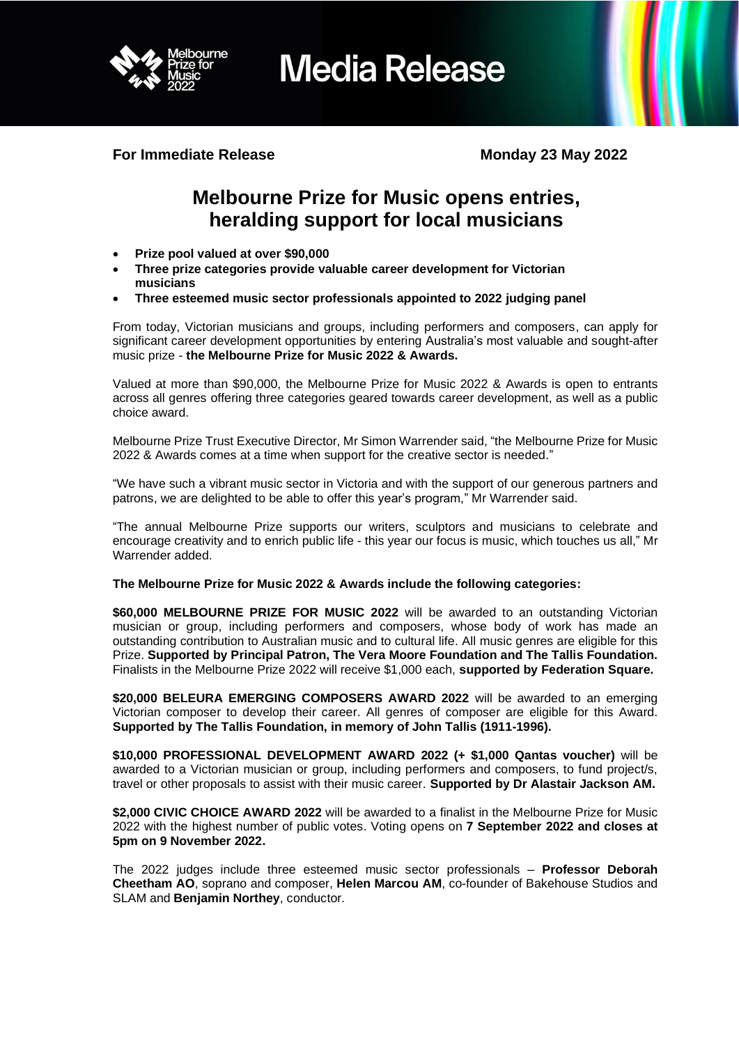# Media Release

**For Immediate Release** **Monday 23 May 2022**

## Melbourne Prize for Music opens entries, heralding support for local musicians

- **Prize pool valued at over $90,000**
- **Three prize categories provide valuable career development for Victorian musicians**
- **Three esteemed music sector professionals appointed to 2022 judging panel**

From today, Victorian musicians and groups, including performers and composers, can apply for significant career development opportunities by entering Australia's most valuable and sought-after music prize - **the Melbourne Prize for Music 2022 & Awards.**

Valued at more than $90,000, the Melbourne Prize for Music 2022 & Awards is open to entrants across all genres offering three categories geared towards career development, as well as a public choice award.

Melbourne Prize Trust Executive Director, Mr Simon Warrender said, "the Melbourne Prize for Music 2022 & Awards comes at a time when support for the creative sector is needed."

"We have such a vibrant music sector in Victoria and with the support of our generous partners and patrons, we are delighted to be able to offer this year's program," Mr Warrender said.

"The annual Melbourne Prize supports our writers, sculptors and musicians to celebrate and encourage creativity and to enrich public life - this year our focus is music, which touches us all," Mr Warrender added.

**The Melbourne Prize for Music 2022 & Awards include the following categories:**

**$60,000 MELBOURNE PRIZE FOR MUSIC 2022** will be awarded to an outstanding Victorian musician or group, including performers and composers, whose body of work has made an outstanding contribution to Australian music and to cultural life. All music genres are eligible for this Prize. **Supported by Principal Patron, The Vera Moore Foundation and The Tallis Foundation.** Finalists in the Melbourne Prize 2022 will receive $1,000 each, **supported by Federation Square.**

**$20,000 BELEURA EMERGING COMPOSERS AWARD 2022** will be awarded to an emerging Victorian composer to develop their career. All genres of composer are eligible for this Award. **Supported by The Tallis Foundation, in memory of John Tallis (1911-1996).**

**$10,000 PROFESSIONAL DEVELOPMENT AWARD 2022 (+ $1,000 Qantas voucher)** will be awarded to a Victorian musician or group, including performers and composers, to fund project/s, travel or other proposals to assist with their music career. **Supported by Dr Alastair Jackson AM.**

**$2,000 CIVIC CHOICE AWARD 2022** will be awarded to a finalist in the Melbourne Prize for Music 2022 with the highest number of public votes. Voting opens on **7 September 2022 and closes at 5pm on 9 November 2022.**

The 2022 judges include three esteemed music sector professionals – **Professor Deborah Cheetham AO**, soprano and composer, **Helen Marcou AM**, co-founder of Bakehouse Studios and SLAM and **Benjamin Northey**, conductor.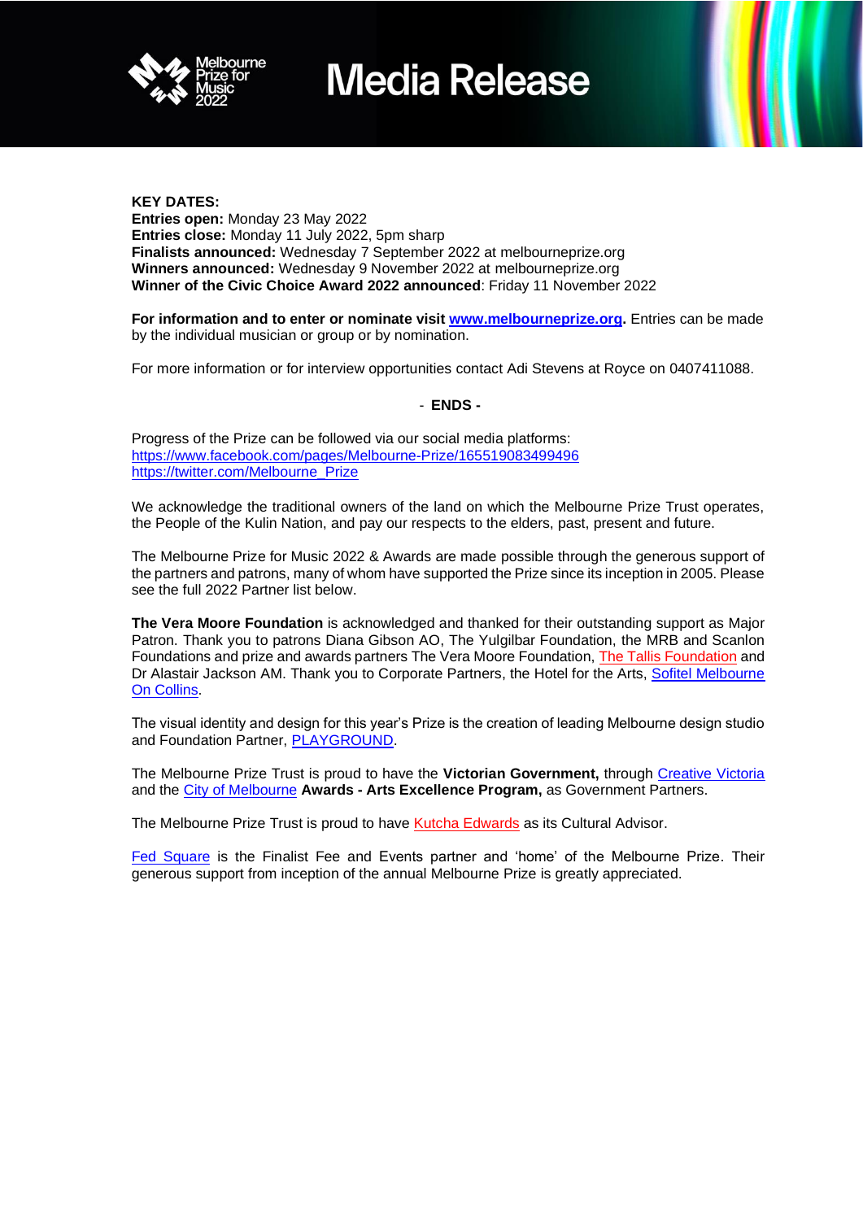**KEY DATES:**
**Entries open:** Monday 23 May 2022
**Entries close:** Monday 11 July 2022, 5pm sharp
**Finalists announced:** Wednesday 7 September 2022 at melbourneprize.org
**Winners announced:** Wednesday 9 November 2022 at melbourneprize.org
**Winner of the Civic Choice Award 2022 announced**: Friday 11 November 2022

**For information and to enter or nominate visit [www.melbourneprize.org](www.melbourneprize.org).** Entries can be made by the individual musician or group or by nomination.

For more information or for interview opportunities contact Adi Stevens at Royce on 0407411088.

**- ENDS -**

Progress of the Prize can be followed via our social media platforms:
https://www.facebook.com/pages/Melbourne-Prize/165519083499496
https://twitter.com/Melbourne_Prize

We acknowledge the traditional owners of the land on which the Melbourne Prize Trust operates, the People of the Kulin Nation, and pay our respects to the elders, past, present and future.

The Melbourne Prize for Music 2022 & Awards are made possible through the generous support of the partners and patrons, many of whom have supported the Prize since its inception in 2005. Please see the full 2022 Partner list below.

**The Vera Moore Foundation** is acknowledged and thanked for their outstanding support as Major Patron. Thank you to patrons Diana Gibson AO, The Yulgilbar Foundation, the MRB and Scanlon Foundations and prize and awards partners The Vera Moore Foundation, The Tallis Foundation and Dr Alastair Jackson AM. Thank you to Corporate Partners, the Hotel for the Arts, Sofitel Melbourne On Collins.

The visual identity and design for this year's Prize is the creation of leading Melbourne design studio and Foundation Partner, PLAYGROUND.

The Melbourne Prize Trust is proud to have the **Victorian Government,** through Creative Victoria and the City of Melbourne **Awards - Arts Excellence Program,** as Government Partners.

The Melbourne Prize Trust is proud to have Kutcha Edwards as its Cultural Advisor.

Fed Square is the Finalist Fee and Events partner and 'home' of the Melbourne Prize. Their generous support from inception of the annual Melbourne Prize is greatly appreciated.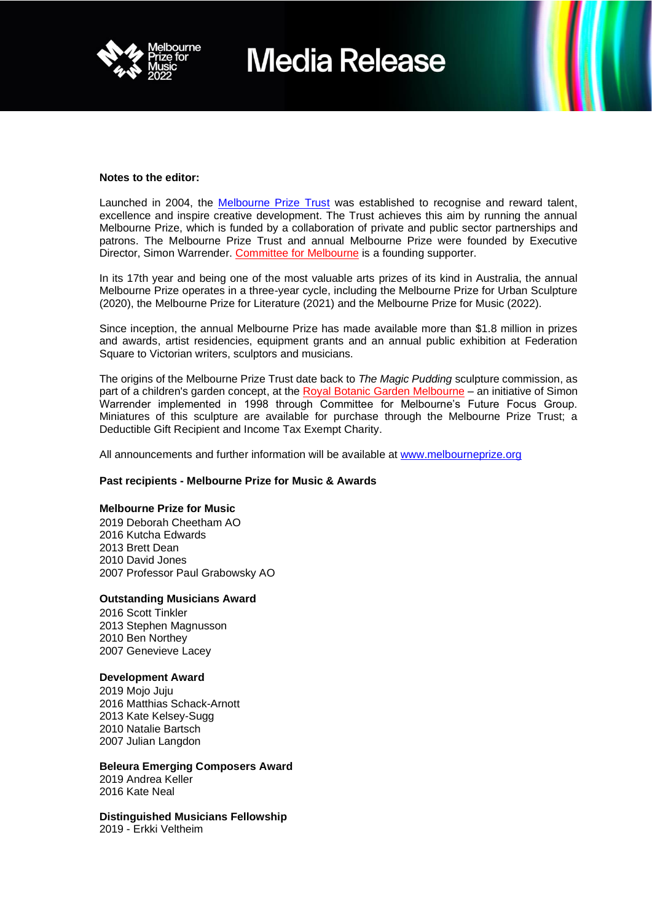**Notes to the editor:**

Launched in 2004, the [Melbourne Prize Trust](https://www.melbourneprize.org) was established to recognise and reward talent, excellence and inspire creative development. The Trust achieves this aim by running the annual Melbourne Prize, which is funded by a collaboration of private and public sector partnerships and patrons. The Melbourne Prize Trust and annual Melbourne Prize were founded by Executive Director, Simon Warrender. Committee for Melbourne is a founding supporter.

In its 17th year and being one of the most valuable arts prizes of its kind in Australia, the annual Melbourne Prize operates in a three-year cycle, including the Melbourne Prize for Urban Sculpture (2020), the Melbourne Prize for Literature (2021) and the Melbourne Prize for Music (2022).

Since inception, the annual Melbourne Prize has made available more than $1.8 million in prizes and awards, artist residencies, equipment grants and an annual public exhibition at Federation Square to Victorian writers, sculptors and musicians.

The origins of the Melbourne Prize Trust date back to *The Magic Pudding* sculpture commission, as part of a children's garden concept, at the Royal Botanic Garden Melbourne – an initiative of Simon Warrender implemented in 1998 through Committee for Melbourne's Future Focus Group. Miniatures of this sculpture are available for purchase through the Melbourne Prize Trust; a Deductible Gift Recipient and Income Tax Exempt Charity.

All announcements and further information will be available at [www.melbourneprize.org](http://www.melbourneprize.org)

**Past recipients - Melbourne Prize for Music & Awards**

**Melbourne Prize for Music**
2019 Deborah Cheetham AO
2016 Kutcha Edwards
2013 Brett Dean
2010 David Jones
2007 Professor Paul Grabowsky AO

**Outstanding Musicians Award**
2016 Scott Tinkler
2013 Stephen Magnusson
2010 Ben Northey
2007 Genevieve Lacey

**Development Award**
2019 Mojo Juju
2016 Matthias Schack-Arnott
2013 Kate Kelsey-Sugg
2010 Natalie Bartsch
2007 Julian Langdon

**Beleura Emerging Composers Award**
2019 Andrea Keller
2016 Kate Neal

**Distinguished Musicians Fellowship**
2019 - Erkki Veltheim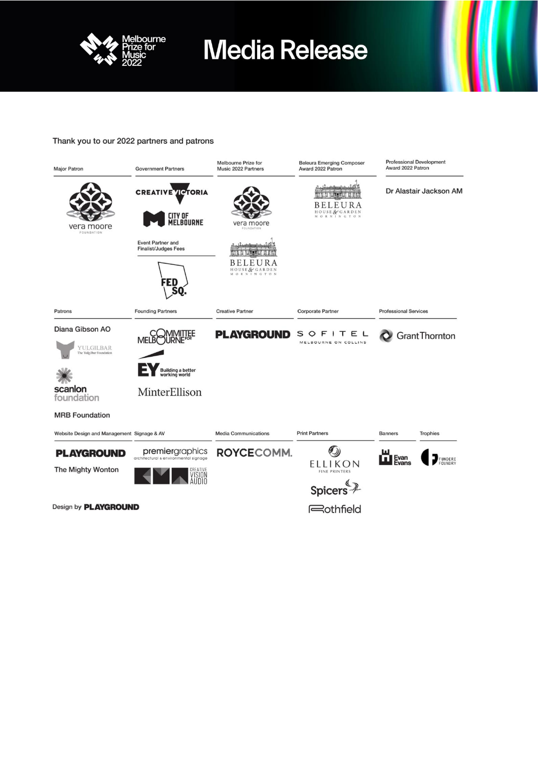Thank you to our 2022 partners and patrons

**Major Patron**

vera moore FOUNDATION

**Government Partners**

CREATIVE VICTORIA

CITY OF MELBOURNE

**Event Partner and Finalist/Judges Fees**

FED SQ.

**Melbourne Prize for Music 2022 Partners**

vera moore FOUNDATION

BELEURA HOUSE & GARDEN MORNINGTON

**Beleura Emerging Composer Award 2022 Patron**

BELEURA HOUSE & GARDEN MORNINGTON

**Professional Development Award 2022 Patron**

Dr Alastair Jackson AM

**Patrons**

Diana Gibson AO

YULGILBAR The Yulgilbar Foundation

scanlon foundation

MRB Foundation

**Founding Partners**

COMMITTEE FOR MELBOURNE

EY Building a better working world

MinterEllison

**Creative Partner**

PLAYGROUND

**Corporate Partner**

SOFITEL MELBOURNE ON COLLINS

**Professional Services**

Grant Thornton

**Website Design and Management**

PLAYGROUND

The Mighty Wonton

**Signage & AV**

premiergraphics architectural & environmental signage

CREATIVE VISION AUDIO

**Media Communications**

ROYCECOMM.

**Print Partners**

ELLIKON FINE PRINTERS

Spicers

Rothfield

**Banners**

Evan Evans

**Trophies**

FUNDERE FOUNDRY

Design by **PLAYGROUND**